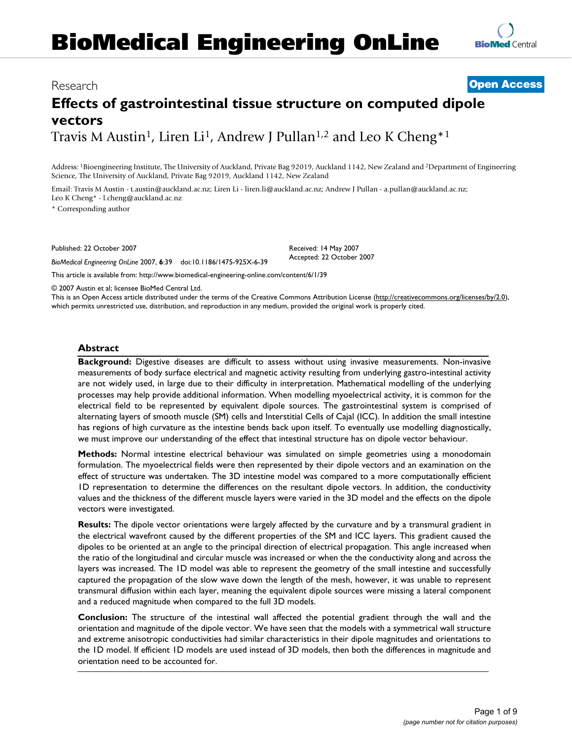BioMedical Engineering OnLine

Research

Open Access

# Effects of gastrointestinal tissue structure on computed dipole vectors

Travis M Austin[1], Liren Li[1], Andrew J Pullan[1,2] and Leo K Cheng*[1]

Address: [1]Bioengineering Institute, The University of Auckland, Private Bag 92019, Auckland 1142, New Zealand and [2]Department of Engineering Science, The University of Auckland, Private Bag 92019, Auckland 1142, New Zealand

Email: Travis M Austin - t.austin@auckland.ac.nz; Liren Li - liren.li@auckland.ac.nz; Andrew J Pullan - a.pullan@auckland.ac.nz; Leo K Cheng* - l.cheng@auckland.ac.nz

\* Corresponding author

Published: 22 October 2007

*BioMedical Engineering OnLine* 2007, **6**:39 doi:10.1186/1475-925X-6-39

Received: 14 May 2007
Accepted: 22 October 2007

This article is available from: http://www.biomedical-engineering-online.com/content/6/1/39

© 2007 Austin et al; licensee BioMed Central Ltd.
This is an Open Access article distributed under the terms of the Creative Commons Attribution License (http://creativecommons.org/licenses/by/2.0), which permits unrestricted use, distribution, and reproduction in any medium, provided the original work is properly cited.

## Abstract

**Background:** Digestive diseases are difficult to assess without using invasive measurements. Non-invasive measurements of body surface electrical and magnetic activity resulting from underlying gastro-intestinal activity are not widely used, in large due to their difficulty in interpretation. Mathematical modelling of the underlying processes may help provide additional information. When modelling myoelectrical activity, it is common for the electrical field to be represented by equivalent dipole sources. The gastrointestinal system is comprised of alternating layers of smooth muscle (SM) cells and Interstitial Cells of Cajal (ICC). In addition the small intestine has regions of high curvature as the intestine bends back upon itself. To eventually use modelling diagnostically, we must improve our understanding of the effect that intestinal structure has on dipole vector behaviour.

**Methods:** Normal intestine electrical behaviour was simulated on simple geometries using a monodomain formulation. The myoelectrical fields were then represented by their dipole vectors and an examination on the effect of structure was undertaken. The 3D intestine model was compared to a more computationally efficient 1D representation to determine the differences on the resultant dipole vectors. In addition, the conductivity values and the thickness of the different muscle layers were varied in the 3D model and the effects on the dipole vectors were investigated.

**Results:** The dipole vector orientations were largely affected by the curvature and by a transmural gradient in the electrical wavefront caused by the different properties of the SM and ICC layers. This gradient caused the dipoles to be oriented at an angle to the principal direction of electrical propagation. This angle increased when the ratio of the longitudinal and circular muscle was increased or when the the conductivity along and across the layers was increased. The 1D model was able to represent the geometry of the small intestine and successfully captured the propagation of the slow wave down the length of the mesh, however, it was unable to represent transmural diffusion within each layer, meaning the equivalent dipole sources were missing a lateral component and a reduced magnitude when compared to the full 3D models.

**Conclusion:** The structure of the intestinal wall affected the potential gradient through the wall and the orientation and magnitude of the dipole vector. We have seen that the models with a symmetrical wall structure and extreme anisotropic conductivities had similar characteristics in their dipole magnitudes and orientations to the 1D model. If efficient 1D models are used instead of 3D models, then both the differences in magnitude and orientation need to be accounted for.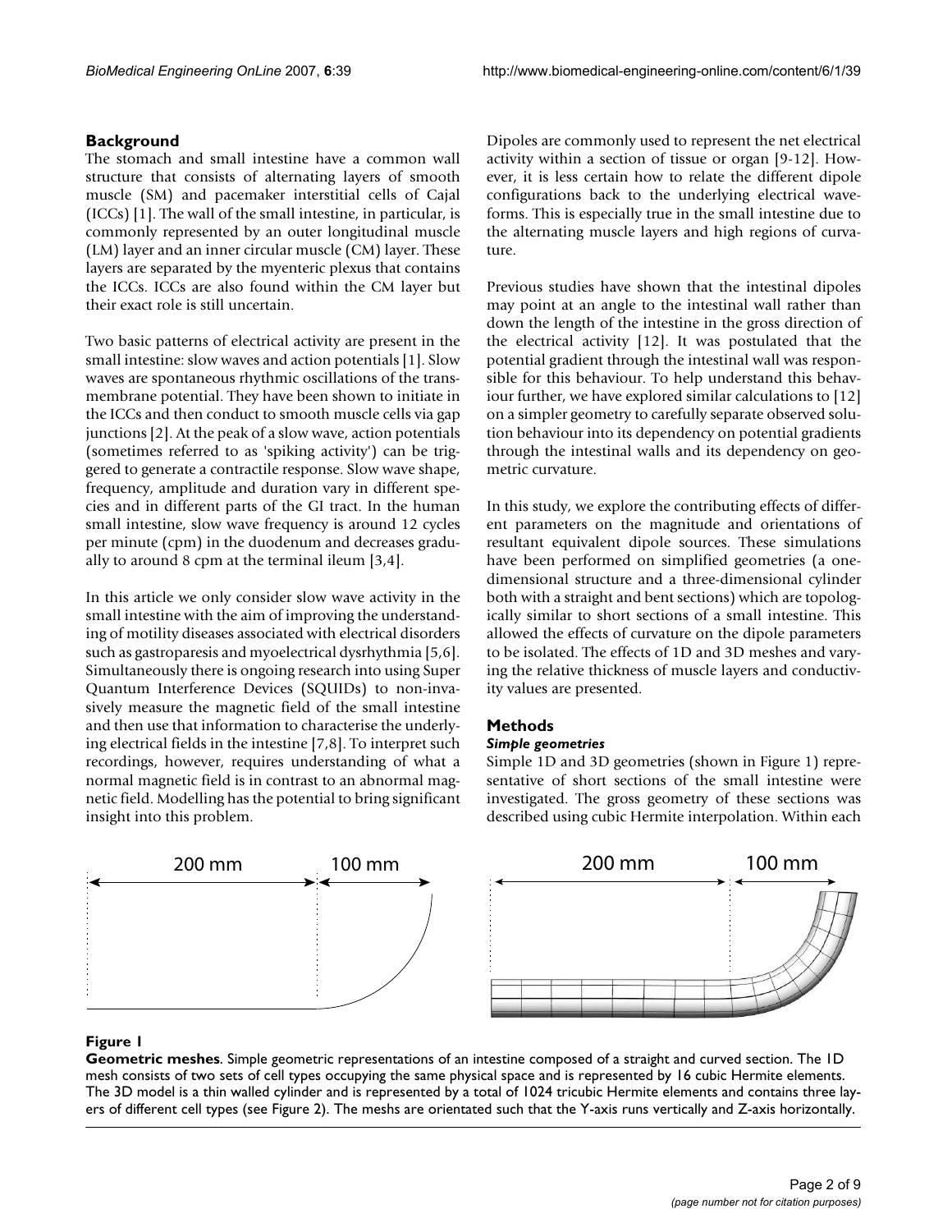## Background

The stomach and small intestine have a common wall structure that consists of alternating layers of smooth muscle (SM) and pacemaker interstitial cells of Cajal (ICCs) [1]. The wall of the small intestine, in particular, is commonly represented by an outer longitudinal muscle (LM) layer and an inner circular muscle (CM) layer. These layers are separated by the myenteric plexus that contains the ICCs. ICCs are also found within the CM layer but their exact role is still uncertain.

Two basic patterns of electrical activity are present in the small intestine: slow waves and action potentials [1]. Slow waves are spontaneous rhythmic oscillations of the transmembrane potential. They have been shown to initiate in the ICCs and then conduct to smooth muscle cells via gap junctions [2]. At the peak of a slow wave, action potentials (sometimes referred to as 'spiking activity') can be triggered to generate a contractile response. Slow wave shape, frequency, amplitude and duration vary in different species and in different parts of the GI tract. In the human small intestine, slow wave frequency is around 12 cycles per minute (cpm) in the duodenum and decreases gradually to around 8 cpm at the terminal ileum [3,4].

In this article we only consider slow wave activity in the small intestine with the aim of improving the understanding of motility diseases associated with electrical disorders such as gastroparesis and myoelectrical dysrhythmia [5,6]. Simultaneously there is ongoing research into using Super Quantum Interference Devices (SQUIDs) to non-invasively measure the magnetic field of the small intestine and then use that information to characterise the underlying electrical fields in the intestine [7,8]. To interpret such recordings, however, requires understanding of what a normal magnetic field is in contrast to an abnormal magnetic field. Modelling has the potential to bring significant insight into this problem.

Dipoles are commonly used to represent the net electrical activity within a section of tissue or organ [9-12]. However, it is less certain how to relate the different dipole configurations back to the underlying electrical waveforms. This is especially true in the small intestine due to the alternating muscle layers and high regions of curvature.

Previous studies have shown that the intestinal dipoles may point at an angle to the intestinal wall rather than down the length of the intestine in the gross direction of the electrical activity [12]. It was postulated that the potential gradient through the intestinal wall was responsible for this behaviour. To help understand this behaviour further, we have explored similar calculations to [12] on a simpler geometry to carefully separate observed solution behaviour into its dependency on potential gradients through the intestinal walls and its dependency on geometric curvature.

In this study, we explore the contributing effects of different parameters on the magnitude and orientations of resultant equivalent dipole sources. These simulations have been performed on simplified geometries (a one-dimensional structure and a three-dimensional cylinder both with a straight and bent sections) which are topologically similar to short sections of a small intestine. This allowed the effects of curvature on the dipole parameters to be isolated. The effects of 1D and 3D meshes and varying the relative thickness of muscle layers and conductivity values are presented.

## Methods

### *Simple geometries*

Simple 1D and 3D geometries (shown in Figure 1) representative of short sections of the small intestine were investigated. The gross geometry of these sections was described using cubic Hermite interpolation. Within each

200 mm 100 mm 200 mm 100 mm

**Figure 1**

**Geometric meshes**. Simple geometric representations of an intestine composed of a straight and curved section. The 1D mesh consists of two sets of cell types occupying the same physical space and is represented by 16 cubic Hermite elements. The 3D model is a thin walled cylinder and is represented by a total of 1024 tricubic Hermite elements and contains three layers of different cell types (see Figure 2). The meshs are orientated such that the Y-axis runs vertically and Z-axis horizontally.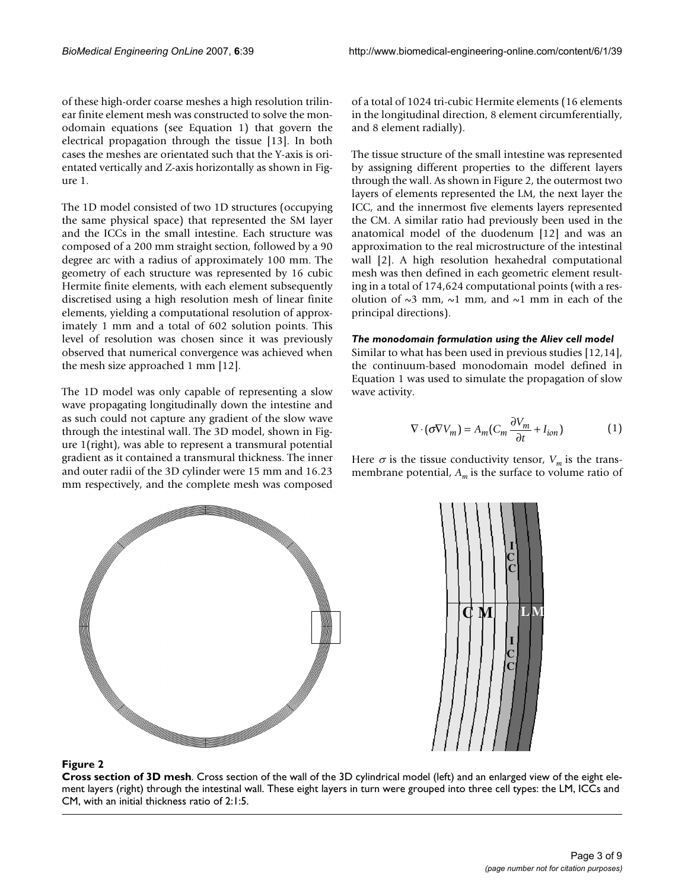of these high-order coarse meshes a high resolution trilinear finite element mesh was constructed to solve the monodomain equations (see Equation 1) that govern the electrical propagation through the tissue [13]. In both cases the meshes are orientated such that the Y-axis is orientated vertically and Z-axis horizontally as shown in Figure 1.

The 1D model consisted of two 1D structures (occupying the same physical space) that represented the SM layer and the ICCs in the small intestine. Each structure was composed of a 200 mm straight section, followed by a 90 degree arc with a radius of approximately 100 mm. The geometry of each structure was represented by 16 cubic Hermite finite elements, with each element subsequently discretised using a high resolution mesh of linear finite elements, yielding a computational resolution of approximately 1 mm and a total of 602 solution points. This level of resolution was chosen since it was previously observed that numerical convergence was achieved when the mesh size approached 1 mm [12].

The 1D model was only capable of representing a slow wave propagating longitudinally down the intestine and as such could not capture any gradient of the slow wave through the intestinal wall. The 3D model, shown in Figure 1(right), was able to represent a transmural potential gradient as it contained a transmural thickness. The inner and outer radii of the 3D cylinder were 15 mm and 16.23 mm respectively, and the complete mesh was composed of a total of 1024 tri-cubic Hermite elements (16 elements in the longitudinal direction, 8 element circumferentially, and 8 element radially).

The tissue structure of the small intestine was represented by assigning different properties to the different layers through the wall. As shown in Figure 2, the outermost two layers of elements represented the LM, the next layer the ICC, and the innermost five elements layers represented the CM. A similar ratio had previously been used in the anatomical model of the duodenum [12] and was an approximation to the real microstructure of the intestinal wall [2]. A high resolution hexahedral computational mesh was then defined in each geometric element resulting in a total of 174,624 computational points (with a resolution of ~3 mm, ~1 mm, and ~1 mm in each of the principal directions).

### *The monodomain formulation using the Aliev cell model*

Similar to what has been used in previous studies [12,14], the continuum-based monodomain model defined in Equation 1 was used to simulate the propagation of slow wave activity.

$$\nabla \cdot (\sigma \nabla V_m) = A_m \left( C_m \frac{\partial V_m}{\partial t} + I_{ion} \right) \tag{1}$$

Here $\sigma$ is the tissue conductivity tensor, $V_m$ is the transmembrane potential, $A_m$ is the surface to volume ratio of

**Figure 2**

**Cross section of 3D mesh**. Cross section of the wall of the 3D cylindrical model (left) and an enlarged view of the eight element layers (right) through the intestinal wall. These eight layers in turn were grouped into three cell types: the LM, ICCs and CM, with an initial thickness ratio of 2:1:5.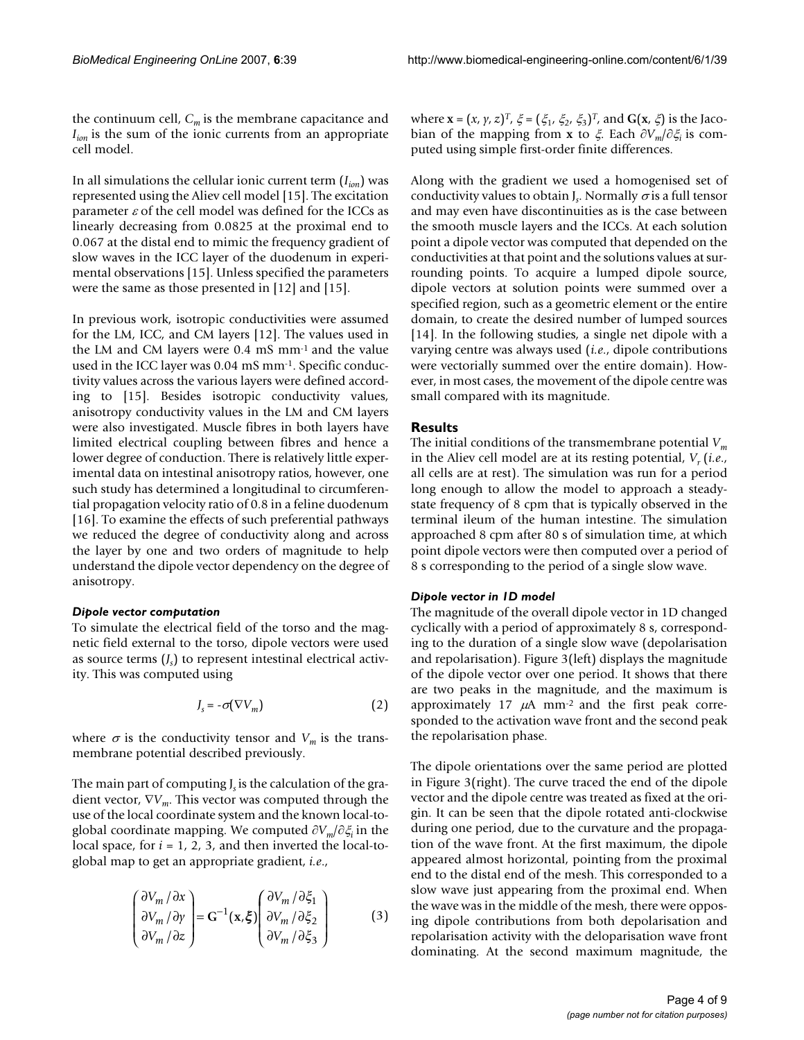the continuum cell, $C_m$ is the membrane capacitance and $I_{ion}$ is the sum of the ionic currents from an appropriate cell model.

In all simulations the cellular ionic current term ($I_{ion}$) was represented using the Aliev cell model [15]. The excitation parameter $\varepsilon$ of the cell model was defined for the ICCs as linearly decreasing from 0.0825 at the proximal end to 0.067 at the distal end to mimic the frequency gradient of slow waves in the ICC layer of the duodenum in experimental observations [15]. Unless specified the parameters were the same as those presented in [12] and [15].

In previous work, isotropic conductivities were assumed for the LM, ICC, and CM layers [12]. The values used in the LM and CM layers were 0.4 mS mm$^{-1}$ and the value used in the ICC layer was 0.04 mS mm$^{-1}$. Specific conductivity values across the various layers were defined according to [15]. Besides isotropic conductivity values, anisotropy conductivity values in the LM and CM layers were also investigated. Muscle fibres in both layers have limited electrical coupling between fibres and hence a lower degree of conduction. There is relatively little experimental data on intestinal anisotropy ratios, however, one such study has determined a longitudinal to circumferential propagation velocity ratio of 0.8 in a feline duodenum [16]. To examine the effects of such preferential pathways we reduced the degree of conductivity along and across the layer by one and two orders of magnitude to help understand the dipole vector dependency on the degree of anisotropy.

#### *Dipole vector computation*

To simulate the electrical field of the torso and the magnetic field external to the torso, dipole vectors were used as source terms ($J_s$) to represent intestinal electrical activity. This was computed using

$$J_s = -\sigma(\nabla V_m) \qquad (2)$$

where $\sigma$ is the conductivity tensor and $V_m$ is the transmembrane potential described previously.

The main part of computing $J_s$ is the calculation of the gradient vector, $\nabla V_m$. This vector was computed through the use of the local coordinate system and the known local-to-global coordinate mapping. We computed $\partial V_m/\partial \xi_i$ in the local space, for $i$ = 1, 2, 3, and then inverted the local-to-global map to get an appropriate gradient, *i.e.*,

$$\begin{pmatrix} \partial V_m / \partial x \\ \partial V_m / \partial y \\ \partial V_m / \partial z \end{pmatrix} = \mathbf{G}^{-1}(\mathbf{x}, \boldsymbol{\xi}) \begin{pmatrix} \partial V_m / \partial \xi_1 \\ \partial V_m / \partial \xi_2 \\ \partial V_m / \partial \xi_3 \end{pmatrix} \qquad (3)$$

where $\mathbf{x} = (x, y, z)^T$, $\xi = (\xi_1, \xi_2, \xi_3)^T$, and $\mathbf{G}(\mathbf{x}, \xi)$ is the Jacobian of the mapping from $\mathbf{x}$ to $\xi$. Each $\partial V_m/\partial \xi_i$ is computed using simple first-order finite differences.

Along with the gradient we used a homogenised set of conductivity values to obtain $J_s$. Normally $\sigma$ is a full tensor and may even have discontinuities as is the case between the smooth muscle layers and the ICCs. At each solution point a dipole vector was computed that depended on the conductivities at that point and the solutions values at surrounding points. To acquire a lumped dipole source, dipole vectors at solution points were summed over a specified region, such as a geometric element or the entire domain, to create the desired number of lumped sources [14]. In the following studies, a single net dipole with a varying centre was always used (*i.e.*, dipole contributions were vectorially summed over the entire domain). However, in most cases, the movement of the dipole centre was small compared with its magnitude.

## Results

The initial conditions of the transmembrane potential $V_m$ in the Aliev cell model are at its resting potential, $V_r$ (*i.e.*, all cells are at rest). The simulation was run for a period long enough to allow the model to approach a steady-state frequency of 8 cpm that is typically observed in the terminal ileum of the human intestine. The simulation approached 8 cpm after 80 s of simulation time, at which point dipole vectors were then computed over a period of 8 s corresponding to the period of a single slow wave.

#### *Dipole vector in 1D model*

The magnitude of the overall dipole vector in 1D changed cyclically with a period of approximately 8 s, corresponding to the duration of a single slow wave (depolarisation and repolarisation). Figure 3(left) displays the magnitude of the dipole vector over one period. It shows that there are two peaks in the magnitude, and the maximum is approximately 17 $\mu$A mm$^{-2}$ and the first peak corresponded to the activation wave front and the second peak the repolarisation phase.

The dipole orientations over the same period are plotted in Figure 3(right). The curve traced the end of the dipole vector and the dipole centre was treated as fixed at the origin. It can be seen that the dipole rotated anti-clockwise during one period, due to the curvature and the propagation of the wave front. At the first maximum, the dipole appeared almost horizontal, pointing from the proximal end to the distal end of the mesh. This corresponded to a slow wave just appearing from the proximal end. When the wave was in the middle of the mesh, there were opposing dipole contributions from both depolarisation and repolarisation activity with the deloparisation wave front dominating. At the second maximum magnitude, the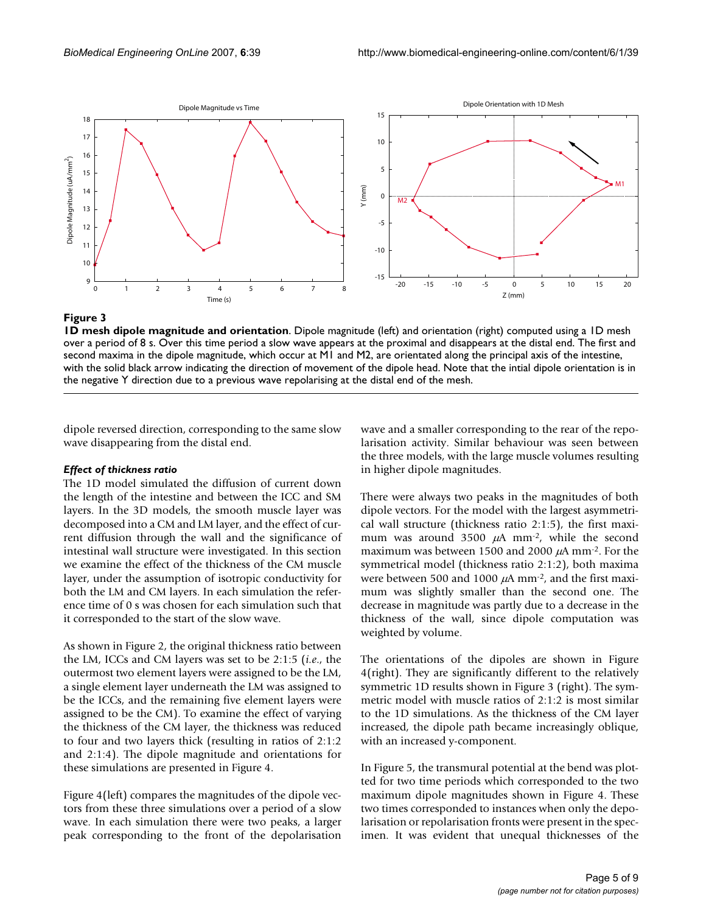**Figure 3**

**1D mesh dipole magnitude and orientation**. Dipole magnitude (left) and orientation (right) computed using a 1D mesh over a period of 8 s. Over this time period a slow wave appears at the proximal and disappears at the distal end. The first and second maxima in the dipole magnitude, which occur at M1 and M2, are orientated along the principal axis of the intestine, with the solid black arrow indicating the direction of movement of the dipole head. Note that the intial dipole orientation is in the negative Y direction due to a previous wave repolarising at the distal end of the mesh.

dipole reversed direction, corresponding to the same slow wave disappearing from the distal end.

### *Effect of thickness ratio*

The 1D model simulated the diffusion of current down the length of the intestine and between the ICC and SM layers. In the 3D models, the smooth muscle layer was decomposed into a CM and LM layer, and the effect of current diffusion through the wall and the significance of intestinal wall structure were investigated. In this section we examine the effect of the thickness of the CM muscle layer, under the assumption of isotropic conductivity for both the LM and CM layers. In each simulation the reference time of 0 s was chosen for each simulation such that it corresponded to the start of the slow wave.

As shown in Figure 2, the original thickness ratio between the LM, ICCs and CM layers was set to be 2:1:5 (*i.e.*, the outermost two element layers were assigned to be the LM, a single element layer underneath the LM was assigned to be the ICCs, and the remaining five element layers were assigned to be the CM). To examine the effect of varying the thickness of the CM layer, the thickness was reduced to four and two layers thick (resulting in ratios of 2:1:2 and 2:1:4). The dipole magnitude and orientations for these simulations are presented in Figure 4.

Figure 4(left) compares the magnitudes of the dipole vectors from these three simulations over a period of a slow wave. In each simulation there were two peaks, a larger peak corresponding to the front of the depolarisation wave and a smaller corresponding to the rear of the repolarisation activity. Similar behaviour was seen between the three models, with the large muscle volumes resulting in higher dipole magnitudes.

There were always two peaks in the magnitudes of both dipole vectors. For the model with the largest asymmetrical wall structure (thickness ratio 2:1:5), the first maximum was around 3500 $\mu$A mm$^{-2}$, while the second maximum was between 1500 and 2000 $\mu$A mm$^{-2}$. For the symmetrical model (thickness ratio 2:1:2), both maxima were between 500 and 1000 $\mu$A mm$^{-2}$, and the first maximum was slightly smaller than the second one. The decrease in magnitude was partly due to a decrease in the thickness of the wall, since dipole computation was weighted by volume.

The orientations of the dipoles are shown in Figure 4(right). They are significantly different to the relatively symmetric 1D results shown in Figure 3 (right). The symmetric model with muscle ratios of 2:1:2 is most similar to the 1D simulations. As the thickness of the CM layer increased, the dipole path became increasingly oblique, with an increased y-component.

In Figure 5, the transmural potential at the bend was plotted for two time periods which corresponded to the two maximum dipole magnitudes shown in Figure 4. These two times corresponded to instances when only the depolarisation or repolarisation fronts were present in the specimen. It was evident that unequal thicknesses of the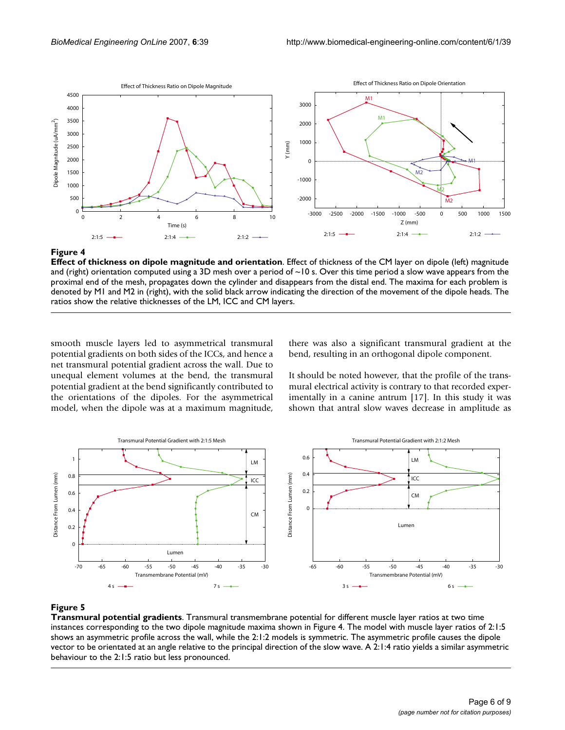**Figure 4**

**Effect of thickness on dipole magnitude and orientation**. Effect of thickness of the CM layer on dipole (left) magnitude and (right) orientation computed using a 3D mesh over a period of ~10 s. Over this time period a slow wave appears from the proximal end of the mesh, propagates down the cylinder and disappears from the distal end. The maxima for each problem is denoted by M1 and M2 in (right), with the solid black arrow indicating the direction of the movement of the dipole heads. The ratios show the relative thicknesses of the LM, ICC and CM layers.

smooth muscle layers led to asymmetrical transmural potential gradients on both sides of the ICCs, and hence a net transmural potential gradient across the wall. Due to unequal element volumes at the bend, the transmural potential gradient at the bend significantly contributed to the orientations of the dipoles. For the asymmetrical model, when the dipole was at a maximum magnitude, there was also a significant transmural gradient at the bend, resulting in an orthogonal dipole component.

It should be noted however, that the profile of the transmural electrical activity is contrary to that recorded experimentally in a canine antrum [17]. In this study it was shown that antral slow waves decrease in amplitude as

**Figure 5**

**Transmural potential gradients**. Transmural transmembrane potential for different muscle layer ratios at two time instances corresponding to the two dipole magnitude maxima shown in Figure 4. The model with muscle layer ratios of 2:1:5 shows an asymmetric profile across the wall, while the 2:1:2 models is symmetric. The asymmetric profile causes the dipole vector to be orientated at an angle relative to the principal direction of the slow wave. A 2:1:4 ratio yields a similar asymmetric behaviour to the 2:1:5 ratio but less pronounced.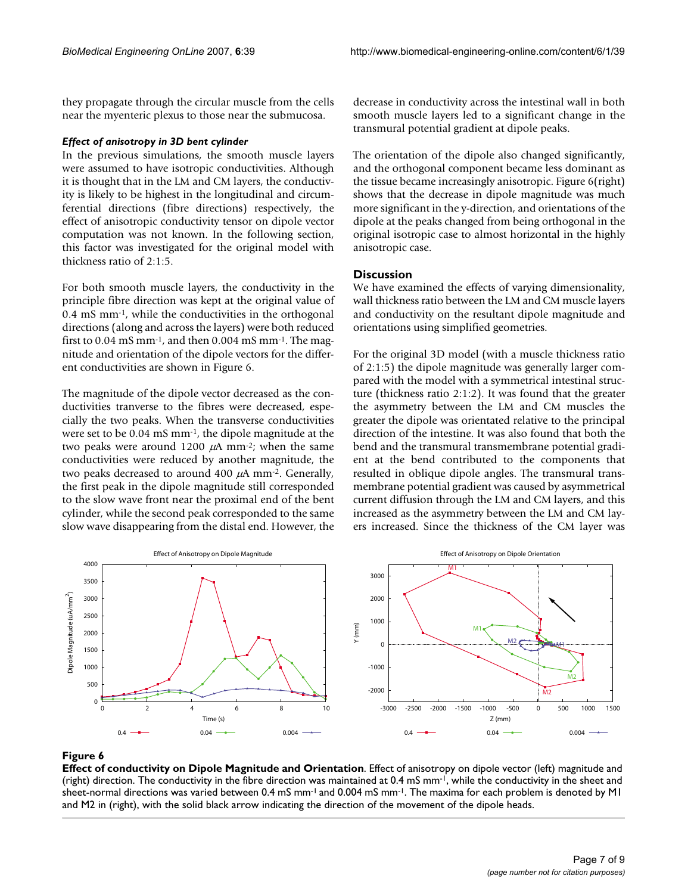they propagate through the circular muscle from the cells near the myenteric plexus to those near the submucosa.

### *Effect of anisotropy in 3D bent cylinder*

In the previous simulations, the smooth muscle layers were assumed to have isotropic conductivities. Although it is thought that in the LM and CM layers, the conductivity is likely to be highest in the longitudinal and circumferential directions (fibre directions) respectively, the effect of anisotropic conductivity tensor on dipole vector computation was not known. In the following section, this factor was investigated for the original model with thickness ratio of 2:1:5.

For both smooth muscle layers, the conductivity in the principle fibre direction was kept at the original value of 0.4 mS mm$^{-1}$, while the conductivities in the orthogonal directions (along and across the layers) were both reduced first to 0.04 mS mm$^{-1}$, and then 0.004 mS mm$^{-1}$. The magnitude and orientation of the dipole vectors for the different conductivities are shown in Figure 6.

The magnitude of the dipole vector decreased as the conductivities tranverse to the fibres were decreased, especially the two peaks. When the transverse conductivities were set to be 0.04 mS mm$^{-1}$, the dipole magnitude at the two peaks were around 1200 $\mu$A mm$^{-2}$; when the same conductivities were reduced by another magnitude, the two peaks decreased to around 400 $\mu$A mm$^{-2}$. Generally, the first peak in the dipole magnitude still corresponded to the slow wave front near the proximal end of the bent cylinder, while the second peak corresponded to the same slow wave disappearing from the distal end. However, the decrease in conductivity across the intestinal wall in both smooth muscle layers led to a significant change in the transmural potential gradient at dipole peaks.

The orientation of the dipole also changed significantly, and the orthogonal component became less dominant as the tissue became increasingly anisotropic. Figure 6(right) shows that the decrease in dipole magnitude was much more significant in the y-direction, and orientations of the dipole at the peaks changed from being orthogonal in the original isotropic case to almost horizontal in the highly anisotropic case.

## Discussion

We have examined the effects of varying dimensionality, wall thickness ratio between the LM and CM muscle layers and conductivity on the resultant dipole magnitude and orientations using simplified geometries.

For the original 3D model (with a muscle thickness ratio of 2:1:5) the dipole magnitude was generally larger compared with the model with a symmetrical intestinal structure (thickness ratio 2:1:2). It was found that the greater the asymmetry between the LM and CM muscles the greater the dipole was orientated relative to the principal direction of the intestine. It was also found that both the bend and the transmural transmembrane potential gradient at the bend contributed to the components that resulted in oblique dipole angles. The transmural transmembrane potential gradient was caused by asymmetrical current diffusion through the LM and CM layers, and this increased as the asymmetry between the LM and CM layers increased. Since the thickness of the CM layer was

**Figure 6**
**Effect of conductivity on Dipole Magnitude and Orientation**. Effect of anisotropy on dipole vector (left) magnitude and (right) direction. The conductivity in the fibre direction was maintained at 0.4 mS mm$^{-1}$, while the conductivity in the sheet and sheet-normal directions was varied between 0.4 mS mm$^{-1}$ and 0.004 mS mm$^{-1}$. The maxima for each problem is denoted by M1 and M2 in (right), with the solid black arrow indicating the direction of the movement of the dipole heads.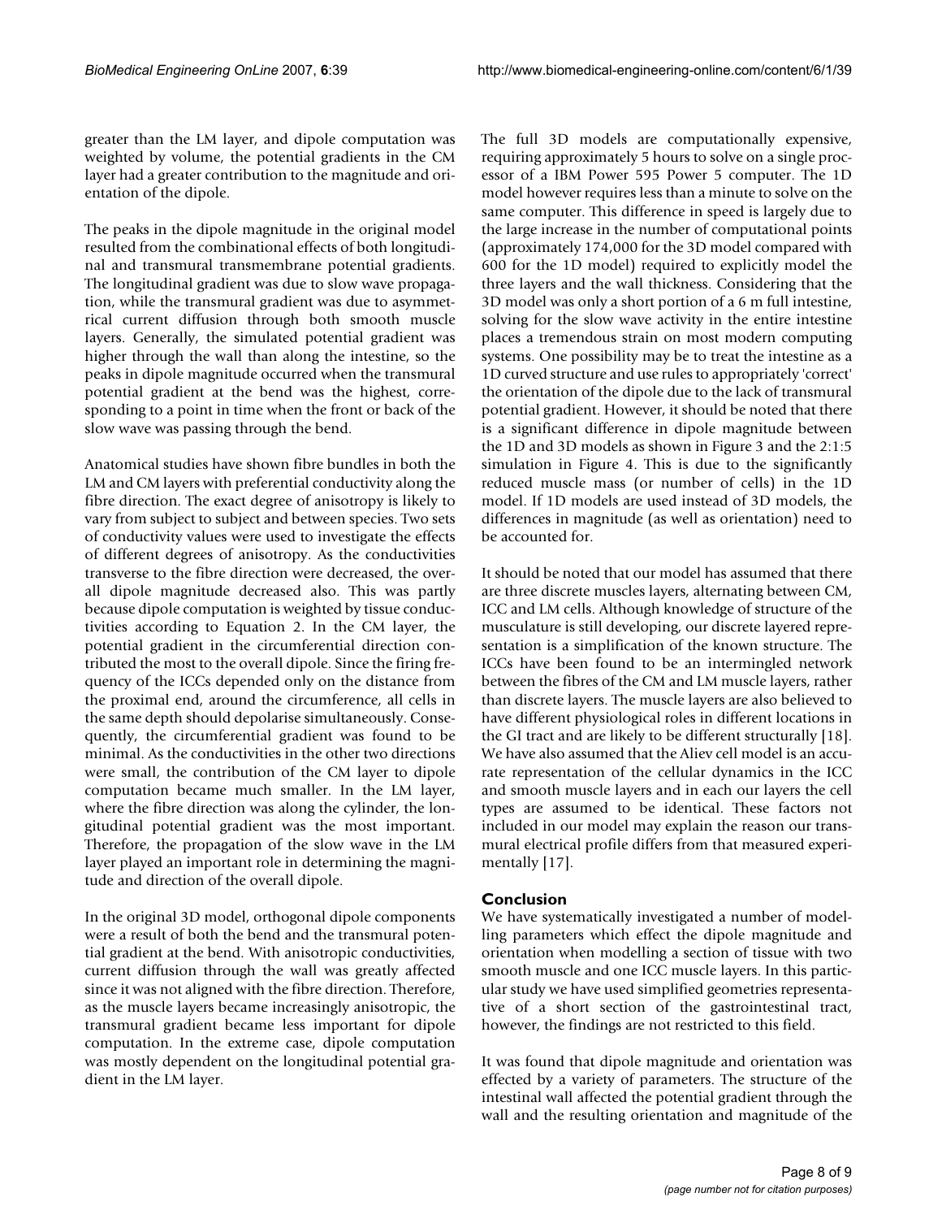greater than the LM layer, and dipole computation was weighted by volume, the potential gradients in the CM layer had a greater contribution to the magnitude and orientation of the dipole.

The peaks in the dipole magnitude in the original model resulted from the combinational effects of both longitudinal and transmural transmembrane potential gradients. The longitudinal gradient was due to slow wave propagation, while the transmural gradient was due to asymmetrical current diffusion through both smooth muscle layers. Generally, the simulated potential gradient was higher through the wall than along the intestine, so the peaks in dipole magnitude occurred when the transmural potential gradient at the bend was the highest, corresponding to a point in time when the front or back of the slow wave was passing through the bend.

Anatomical studies have shown fibre bundles in both the LM and CM layers with preferential conductivity along the fibre direction. The exact degree of anisotropy is likely to vary from subject to subject and between species. Two sets of conductivity values were used to investigate the effects of different degrees of anisotropy. As the conductivities transverse to the fibre direction were decreased, the overall dipole magnitude decreased also. This was partly because dipole computation is weighted by tissue conductivities according to Equation 2. In the CM layer, the potential gradient in the circumferential direction contributed the most to the overall dipole. Since the firing frequency of the ICCs depended only on the distance from the proximal end, around the circumference, all cells in the same depth should depolarise simultaneously. Consequently, the circumferential gradient was found to be minimal. As the conductivities in the other two directions were small, the contribution of the CM layer to dipole computation became much smaller. In the LM layer, where the fibre direction was along the cylinder, the longitudinal potential gradient was the most important. Therefore, the propagation of the slow wave in the LM layer played an important role in determining the magnitude and direction of the overall dipole.

In the original 3D model, orthogonal dipole components were a result of both the bend and the transmural potential gradient at the bend. With anisotropic conductivities, current diffusion through the wall was greatly affected since it was not aligned with the fibre direction. Therefore, as the muscle layers became increasingly anisotropic, the transmural gradient became less important for dipole computation. In the extreme case, dipole computation was mostly dependent on the longitudinal potential gradient in the LM layer.

The full 3D models are computationally expensive, requiring approximately 5 hours to solve on a single processor of a IBM Power 595 Power 5 computer. The 1D model however requires less than a minute to solve on the same computer. This difference in speed is largely due to the large increase in the number of computational points (approximately 174,000 for the 3D model compared with 600 for the 1D model) required to explicitly model the three layers and the wall thickness. Considering that the 3D model was only a short portion of a 6 m full intestine, solving for the slow wave activity in the entire intestine places a tremendous strain on most modern computing systems. One possibility may be to treat the intestine as a 1D curved structure and use rules to appropriately 'correct' the orientation of the dipole due to the lack of transmural potential gradient. However, it should be noted that there is a significant difference in dipole magnitude between the 1D and 3D models as shown in Figure 3 and the 2:1:5 simulation in Figure 4. This is due to the significantly reduced muscle mass (or number of cells) in the 1D model. If 1D models are used instead of 3D models, the differences in magnitude (as well as orientation) need to be accounted for.

It should be noted that our model has assumed that there are three discrete muscles layers, alternating between CM, ICC and LM cells. Although knowledge of structure of the musculature is still developing, our discrete layered representation is a simplification of the known structure. The ICCs have been found to be an intermingled network between the fibres of the CM and LM muscle layers, rather than discrete layers. The muscle layers are also believed to have different physiological roles in different locations in the GI tract and are likely to be different structurally [18]. We have also assumed that the Aliev cell model is an accurate representation of the cellular dynamics in the ICC and smooth muscle layers and in each our layers the cell types are assumed to be identical. These factors not included in our model may explain the reason our transmural electrical profile differs from that measured experimentally [17].

## Conclusion

We have systematically investigated a number of modelling parameters which effect the dipole magnitude and orientation when modelling a section of tissue with two smooth muscle and one ICC muscle layers. In this particular study we have used simplified geometries representative of a short section of the gastrointestinal tract, however, the findings are not restricted to this field.

It was found that dipole magnitude and orientation was effected by a variety of parameters. The structure of the intestinal wall affected the potential gradient through the wall and the resulting orientation and magnitude of the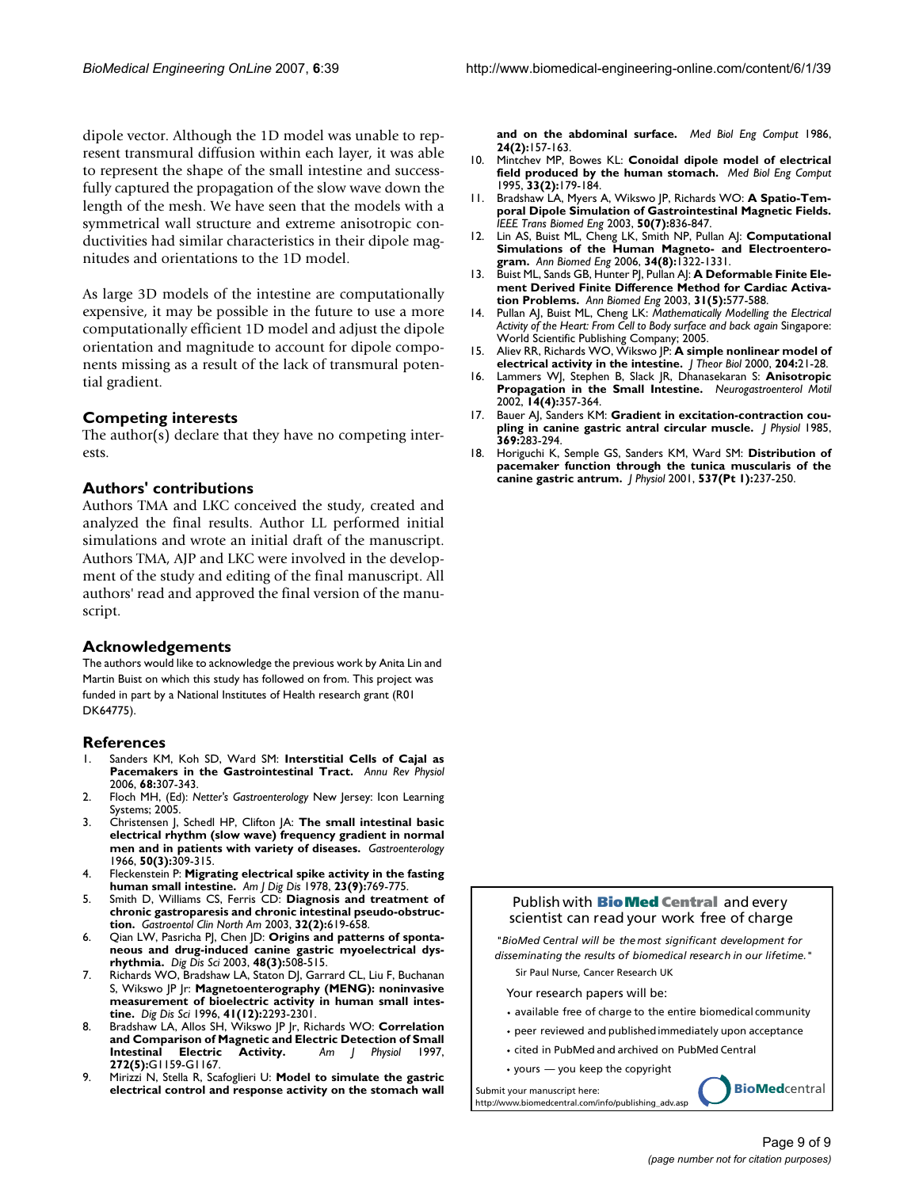dipole vector. Although the 1D model was unable to represent transmural diffusion within each layer, it was able to represent the shape of the small intestine and successfully captured the propagation of the slow wave down the length of the mesh. We have seen that the models with a symmetrical wall structure and extreme anisotropic conductivities had similar characteristics in their dipole magnitudes and orientations to the 1D model.

As large 3D models of the intestine are computationally expensive, it may be possible in the future to use a more computationally efficient 1D model and adjust the dipole orientation and magnitude to account for dipole components missing as a result of the lack of transmural potential gradient.

## Competing interests

The author(s) declare that they have no competing interests.

## Authors' contributions

Authors TMA and LKC conceived the study, created and analyzed the final results. Author LL performed initial simulations and wrote an initial draft of the manuscript. Authors TMA, AJP and LKC were involved in the development of the study and editing of the final manuscript. All authors' read and approved the final version of the manuscript.

## Acknowledgements

The authors would like to acknowledge the previous work by Anita Lin and Martin Buist on which this study has followed on from. This project was funded in part by a National Institutes of Health research grant (R01 DK64775).

## References

1. Sanders KM, Koh SD, Ward SM: **Interstitial Cells of Cajal as Pacemakers in the Gastrointestinal Tract.** *Annu Rev Physiol* 2006, **68:**307-343.
2. Floch MH, (Ed): *Netter's Gastroenterology* New Jersey: Icon Learning Systems; 2005.
3. Christensen J, Schedl HP, Clifton JA: **The small intestinal basic electrical rhythm (slow wave) frequency gradient in normal men and in patients with variety of diseases.** *Gastroenterology* 1966, **50(3):**309-315.
4. Fleckenstein P: **Migrating electrical spike activity in the fasting human small intestine.** *Am J Dig Dis* 1978, **23(9):**769-775.
5. Smith D, Williams CS, Ferris CD: **Diagnosis and treatment of chronic gastroparesis and chronic intestinal pseudo-obstruction.** *Gastroentol Clin North Am* 2003, **32(2):**619-658.
6. Qian LW, Pasricha PJ, Chen JD: **Origins and patterns of spontaneous and drug-induced canine gastric myoelectrical dysrhythmia.** *Dig Dis Sci* 2003, **48(3):**508-515.
7. Richards WO, Bradshaw LA, Staton DJ, Garrard CL, Liu F, Buchanan S, Wikswo JP Jr: **Magnetoenterography (MENG): noninvasive measurement of bioelectric activity in human small intestine.** *Dig Dis Sci* 1996, **41(12):**2293-2301.
8. Bradshaw LA, Allos SH, Wikswo JP Jr, Richards WO: **Correlation and Comparison of Magnetic and Electric Detection of Small Intestinal Electric Activity.** *Am J Physiol* 1997, **272(5):**G1159-G1167.
9. Mirizzi N, Stella R, Scafoglieri U: **Model to simulate the gastric electrical control and response activity on the stomach wall and on the abdominal surface.** *Med Biol Eng Comput* 1986, **24(2):**157-163.
10. Mintchev MP, Bowes KL: **Conoidal dipole model of electrical field produced by the human stomach.** *Med Biol Eng Comput* 1995, **33(2):**179-184.
11. Bradshaw LA, Myers A, Wikswo JP, Richards WO: **A Spatio-Temporal Dipole Simulation of Gastrointestinal Magnetic Fields.** *IEEE Trans Biomed Eng* 2003, **50(7):**836-847.
12. Lin AS, Buist ML, Cheng LK, Smith NP, Pullan AJ: **Computational Simulations of the Human Magneto- and Electroenterogram.** *Ann Biomed Eng* 2006, **34(8):**1322-1331.
13. Buist ML, Sands GB, Hunter PJ, Pullan AJ: **A Deformable Finite Element Derived Finite Difference Method for Cardiac Activation Problems.** *Ann Biomed Eng* 2003, **31(5):**577-588.
14. Pullan AJ, Buist ML, Cheng LK: *Mathematically Modelling the Electrical Activity of the Heart: From Cell to Body surface and back again* Singapore: World Scientific Publishing Company; 2005.
15. Aliev RR, Richards WO, Wikswo JP: **A simple nonlinear model of electrical activity in the intestine.** *J Theor Biol* 2000, **204:**21-28.
16. Lammers WJ, Stephen B, Slack JR, Dhanasekaran S: **Anisotropic Propagation in the Small Intestine.** *Neurogastroenterol Motil* 2002, **14(4):**357-364.
17. Bauer AJ, Sanders KM: **Gradient in excitation-contraction coupling in canine gastric antral circular muscle.** *J Physiol* 1985, **369:**283-294.
18. Horiguchi K, Semple GS, Sanders KM, Ward SM: **Distribution of pacemaker function through the tunica muscularis of the canine gastric antrum.** *J Physiol* 2001, **537(Pt 1):**237-250.

Publish with **BioMed Central** and every scientist can read your work free of charge

*"BioMed Central will be the most significant development for disseminating the results of biomedical research in our lifetime."*
Sir Paul Nurse, Cancer Research UK

Your research papers will be:

- available free of charge to the entire biomedical community
- peer reviewed and published immediately upon acceptance
- cited in PubMed and archived on PubMed Central
- yours — you keep the copyright

Submit your manuscript here:
http://www.biomedcentral.com/info/publishing_adv.asp

BioMedcentral